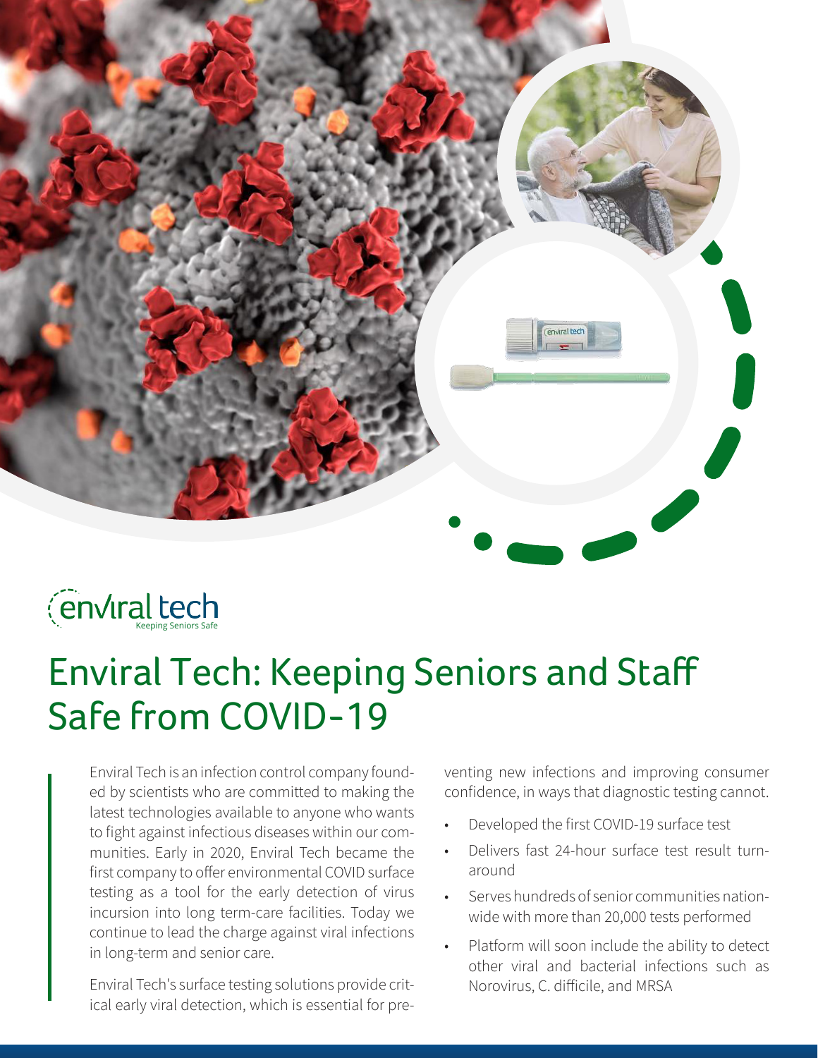enviral tech
Keeping Seniors Safe

# Enviral Tech: Keeping Seniors and Staff Safe from COVID-19

Enviral Tech is an infection control company founded by scientists who are committed to making the latest technologies available to anyone who wants to fight against infectious diseases within our communities. Early in 2020, Enviral Tech became the first company to offer environmental COVID surface testing as a tool for the early detection of virus incursion into long term-care facilities. Today we continue to lead the charge against viral infections in long-term and senior care.

Enviral Tech's surface testing solutions provide critical early viral detection, which is essential for preventing new infections and improving consumer confidence, in ways that diagnostic testing cannot.

- Developed the first COVID-19 surface test
- Delivers fast 24-hour surface test result turnaround
- Serves hundreds of senior communities nationwide with more than 20,000 tests performed
- Platform will soon include the ability to detect other viral and bacterial infections such as Norovirus, C. difficile, and MRSA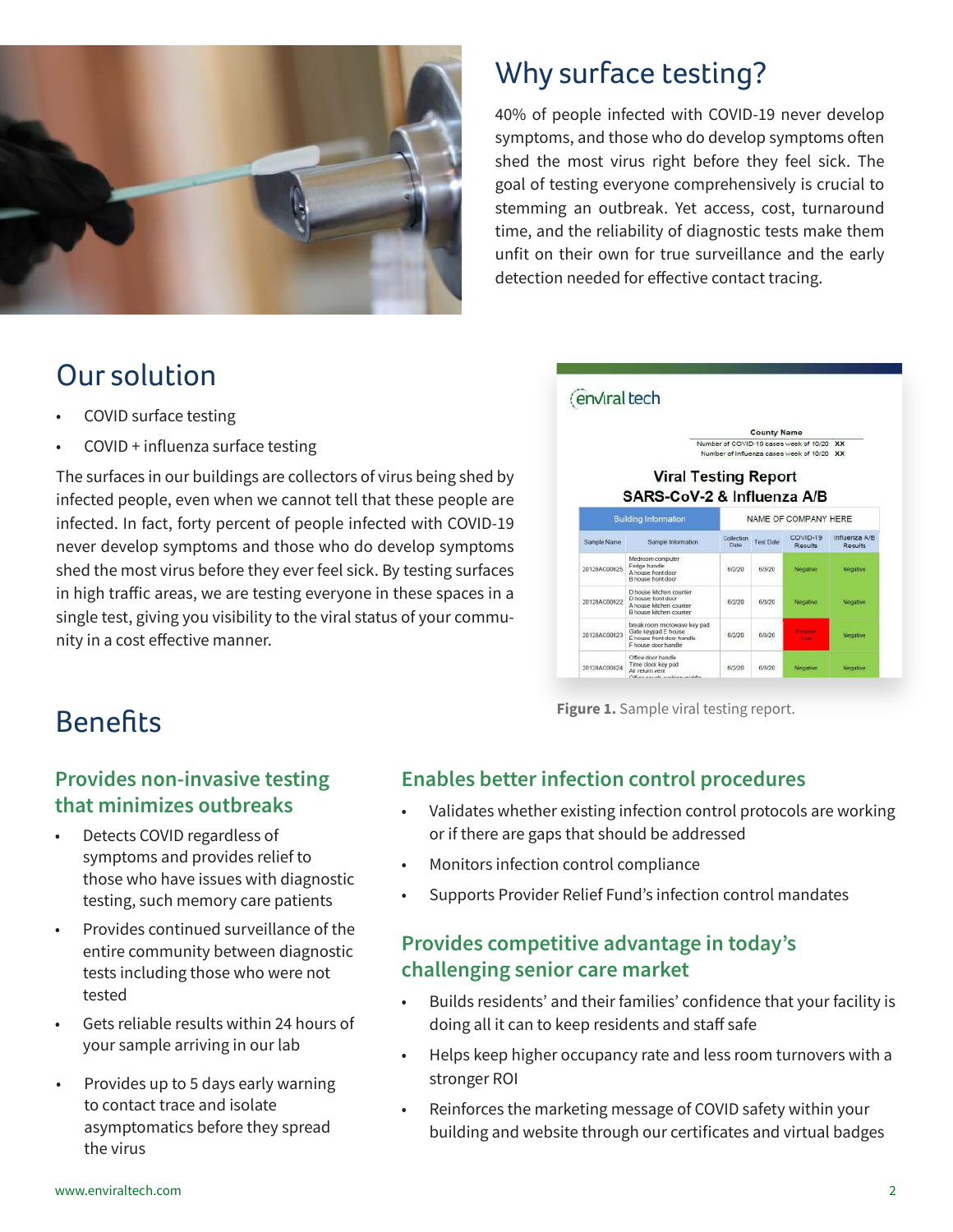## Why surface testing?

40% of people infected with COVID-19 never develop symptoms, and those who do develop symptoms often shed the most virus right before they feel sick. The goal of testing everyone comprehensively is crucial to stemming an outbreak. Yet access, cost, turnaround time, and the reliability of diagnostic tests make them unfit on their own for true surveillance and the early detection needed for effective contact tracing.

## Our solution

- COVID surface testing
- COVID + influenza surface testing

The surfaces in our buildings are collectors of virus being shed by infected people, even when we cannot tell that these people are infected. In fact, forty percent of people infected with COVID-19 never develop symptoms and those who do develop symptoms shed the most virus before they ever feel sick. By testing surfaces in high traffic areas, we are testing everyone in these spaces in a single test, giving you visibility to the viral status of your community in a cost effective manner.

**Figure 1.** Sample viral testing report.

## Benefits

### Provides non-invasive testing that minimizes outbreaks

- Detects COVID regardless of symptoms and provides relief to those who have issues with diagnostic testing, such memory care patients
- Provides continued surveillance of the entire community between diagnostic tests including those who were not tested
- Gets reliable results within 24 hours of your sample arriving in our lab
- Provides up to 5 days early warning to contact trace and isolate asymptomatics before they spread the virus

### Enables better infection control procedures

- Validates whether existing infection control protocols are working or if there are gaps that should be addressed
- Monitors infection control compliance
- Supports Provider Relief Fund's infection control mandates

### Provides competitive advantage in today's challenging senior care market

- Builds residents' and their families' confidence that your facility is doing all it can to keep residents and staff safe
- Helps keep higher occupancy rate and less room turnovers with a stronger ROI
- Reinforces the marketing message of COVID safety within your building and website through our certificates and virtual badges

www.enviraltech.com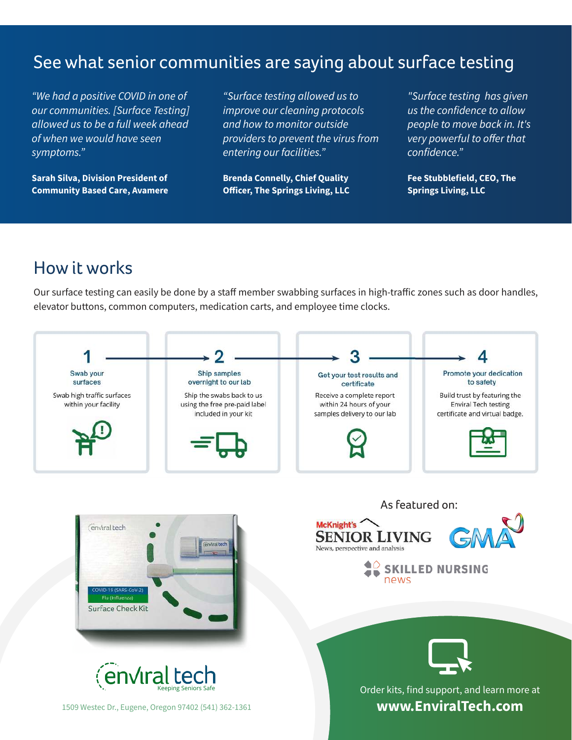## See what senior communities are saying about surface testing

*"We had a positive COVID in one of our communities. [Surface Testing] allowed us to be a full week ahead of when we would have seen symptoms."*

**Sarah Silva, Division President of Community Based Care, Avamere**

*"Surface testing allowed us to improve our cleaning protocols and how to monitor outside providers to prevent the virus from entering our facilities."*

**Brenda Connelly, Chief Quality Officer, The Springs Living, LLC**

*"Surface testing has given us the confidence to allow people to move back in. It's very powerful to offer that confidence."*

**Fee Stubblefield, CEO, The Springs Living, LLC**

## How it works

Our surface testing can easily be done by a staff member swabbing surfaces in high-traffic zones such as door handles, elevator buttons, common computers, medication carts, and employee time clocks.

**1 — Swab your surfaces**
Swab high traffic surfaces within your facility

**2 — Ship samples overnight to our lab**
Ship the swabs back to us using the free pre-paid label included in your kit

**3 — Get your test results and certificate**
Receive a complete report within 24 hours of your samples delivery to our lab

**4 — Promote your dedication to safety**
Build trust by featuring the Enviral Tech testing certificate and virtual badge.

enviral tech

COVID-19 (SARS-CoV-2)
Flu (Influenza)
Surface Check Kit

As featured on:

McKnight's Senior Living — News, perspective and analysis

GMA

Skilled Nursing news

enviral tech — Keeping Seniors Safe

1509 Westec Dr., Eugene, Oregon 97402 (541) 362-1361

Order kits, find support, and learn more at **www.EnviralTech.com**